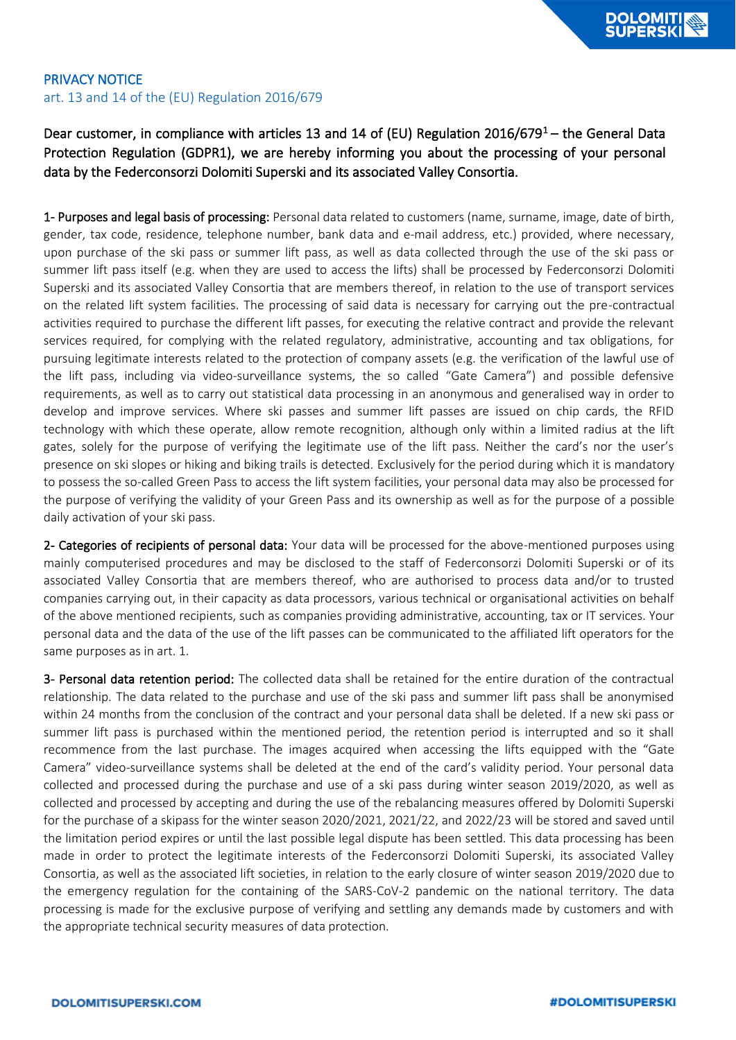# PRIVACY NOTICE

## art. 13 and 14 of the (EU) Regulation 2016/679

**Dear customer, in compliance with articles 13 and 14 of (EU) Regulation 2016/679[1] – the General Data Protection Regulation (GDPR1), we are hereby informing you about the processing of your personal data by the Federconsorzi Dolomiti Superski and its associated Valley Consortia.**

**1- Purposes and legal basis of processing:** Personal data related to customers (name, surname, image, date of birth, gender, tax code, residence, telephone number, bank data and e-mail address, etc.) provided, where necessary, upon purchase of the ski pass or summer lift pass, as well as data collected through the use of the ski pass or summer lift pass itself (e.g. when they are used to access the lifts) shall be processed by Federconsorzi Dolomiti Superski and its associated Valley Consortia that are members thereof, in relation to the use of transport services on the related lift system facilities. The processing of said data is necessary for carrying out the pre-contractual activities required to purchase the different lift passes, for executing the relative contract and provide the relevant services required, for complying with the related regulatory, administrative, accounting and tax obligations, for pursuing legitimate interests related to the protection of company assets (e.g. the verification of the lawful use of the lift pass, including via video-surveillance systems, the so called "Gate Camera") and possible defensive requirements, as well as to carry out statistical data processing in an anonymous and generalised way in order to develop and improve services. Where ski passes and summer lift passes are issued on chip cards, the RFID technology with which these operate, allow remote recognition, although only within a limited radius at the lift gates, solely for the purpose of verifying the legitimate use of the lift pass. Neither the card's nor the user's presence on ski slopes or hiking and biking trails is detected. Exclusively for the period during which it is mandatory to possess the so-called Green Pass to access the lift system facilities, your personal data may also be processed for the purpose of verifying the validity of your Green Pass and its ownership as well as for the purpose of a possible daily activation of your ski pass.

**2- Categories of recipients of personal data:** Your data will be processed for the above-mentioned purposes using mainly computerised procedures and may be disclosed to the staff of Federconsorzi Dolomiti Superski or of its associated Valley Consortia that are members thereof, who are authorised to process data and/or to trusted companies carrying out, in their capacity as data processors, various technical or organisational activities on behalf of the above mentioned recipients, such as companies providing administrative, accounting, tax or IT services. Your personal data and the data of the use of the lift passes can be communicated to the affiliated lift operators for the same purposes as in art. 1.

**3- Personal data retention period:** The collected data shall be retained for the entire duration of the contractual relationship. The data related to the purchase and use of the ski pass and summer lift pass shall be anonymised within 24 months from the conclusion of the contract and your personal data shall be deleted. If a new ski pass or summer lift pass is purchased within the mentioned period, the retention period is interrupted and so it shall recommence from the last purchase. The images acquired when accessing the lifts equipped with the "Gate Camera" video-surveillance systems shall be deleted at the end of the card's validity period. Your personal data collected and processed during the purchase and use of a ski pass during winter season 2019/2020, as well as collected and processed by accepting and during the use of the rebalancing measures offered by Dolomiti Superski for the purchase of a skipass for the winter season 2020/2021, 2021/22, and 2022/23 will be stored and saved until the limitation period expires or until the last possible legal dispute has been settled. This data processing has been made in order to protect the legitimate interests of the Federconsorzi Dolomiti Superski, its associated Valley Consortia, as well as the associated lift societies, in relation to the early closure of winter season 2019/2020 due to the emergency regulation for the containing of the SARS-CoV-2 pandemic on the national territory. The data processing is made for the exclusive purpose of verifying and settling any demands made by customers and with the appropriate technical security measures of data protection.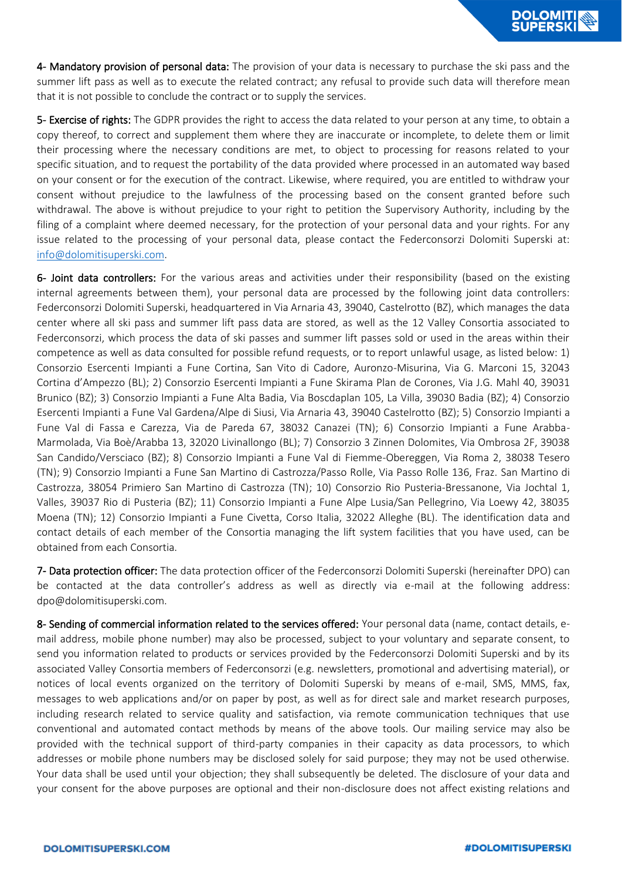**4- Mandatory provision of personal data:** The provision of your data is necessary to purchase the ski pass and the summer lift pass as well as to execute the related contract; any refusal to provide such data will therefore mean that it is not possible to conclude the contract or to supply the services.

**5- Exercise of rights:** The GDPR provides the right to access the data related to your person at any time, to obtain a copy thereof, to correct and supplement them where they are inaccurate or incomplete, to delete them or limit their processing where the necessary conditions are met, to object to processing for reasons related to your specific situation, and to request the portability of the data provided where processed in an automated way based on your consent or for the execution of the contract. Likewise, where required, you are entitled to withdraw your consent without prejudice to the lawfulness of the processing based on the consent granted before such withdrawal. The above is without prejudice to your right to petition the Supervisory Authority, including by the filing of a complaint where deemed necessary, for the protection of your personal data and your rights. For any issue related to the processing of your personal data, please contact the Federconsorzi Dolomiti Superski at: info@dolomitisuperski.com.

**6- Joint data controllers:** For the various areas and activities under their responsibility (based on the existing internal agreements between them), your personal data are processed by the following joint data controllers: Federconsorzi Dolomiti Superski, headquartered in Via Arnaria 43, 39040, Castelrotto (BZ), which manages the data center where all ski pass and summer lift pass data are stored, as well as the 12 Valley Consortia associated to Federconsorzi, which process the data of ski passes and summer lift passes sold or used in the areas within their competence as well as data consulted for possible refund requests, or to report unlawful usage, as listed below: 1) Consorzio Esercenti Impianti a Fune Cortina, San Vito di Cadore, Auronzo-Misurina, Via G. Marconi 15, 32043 Cortina d'Ampezzo (BL); 2) Consorzio Esercenti Impianti a Fune Skirama Plan de Corones, Via J.G. Mahl 40, 39031 Brunico (BZ); 3) Consorzio Impianti a Fune Alta Badia, Via Boscdaplan 105, La Villa, 39030 Badia (BZ); 4) Consorzio Esercenti Impianti a Fune Val Gardena/Alpe di Siusi, Via Arnaria 43, 39040 Castelrotto (BZ); 5) Consorzio Impianti a Fune Val di Fassa e Carezza, Via de Pareda 67, 38032 Canazei (TN); 6) Consorzio Impianti a Fune Arabba-Marmolada, Via Boè/Arabba 13, 32020 Livinallongo (BL); 7) Consorzio 3 Zinnen Dolomites, Via Ombrosa 2F, 39038 San Candido/Versciaco (BZ); 8) Consorzio Impianti a Fune Val di Fiemme-Obereggen, Via Roma 2, 38038 Tesero (TN); 9) Consorzio Impianti a Fune San Martino di Castrozza/Passo Rolle, Via Passo Rolle 136, Fraz. San Martino di Castrozza, 38054 Primiero San Martino di Castrozza (TN); 10) Consorzio Rio Pusteria-Bressanone, Via Jochtal 1, Valles, 39037 Rio di Pusteria (BZ); 11) Consorzio Impianti a Fune Alpe Lusia/San Pellegrino, Via Loewy 42, 38035 Moena (TN); 12) Consorzio Impianti a Fune Civetta, Corso Italia, 32022 Alleghe (BL). The identification data and contact details of each member of the Consortia managing the lift system facilities that you have used, can be obtained from each Consortia.

**7- Data protection officer:** The data protection officer of the Federconsorzi Dolomiti Superski (hereinafter DPO) can be contacted at the data controller's address as well as directly via e-mail at the following address: dpo@dolomitisuperski.com.

**8- Sending of commercial information related to the services offered:** Your personal data (name, contact details, e-mail address, mobile phone number) may also be processed, subject to your voluntary and separate consent, to send you information related to products or services provided by the Federconsorzi Dolomiti Superski and by its associated Valley Consortia members of Federconsorzi (e.g. newsletters, promotional and advertising material), or notices of local events organized on the territory of Dolomiti Superski by means of e-mail, SMS, MMS, fax, messages to web applications and/or on paper by post, as well as for direct sale and market research purposes, including research related to service quality and satisfaction, via remote communication techniques that use conventional and automated contact methods by means of the above tools. Our mailing service may also be provided with the technical support of third-party companies in their capacity as data processors, to which addresses or mobile phone numbers may be disclosed solely for said purpose; they may not be used otherwise. Your data shall be used until your objection; they shall subsequently be deleted. The disclosure of your data and your consent for the above purposes are optional and their non-disclosure does not affect existing relations and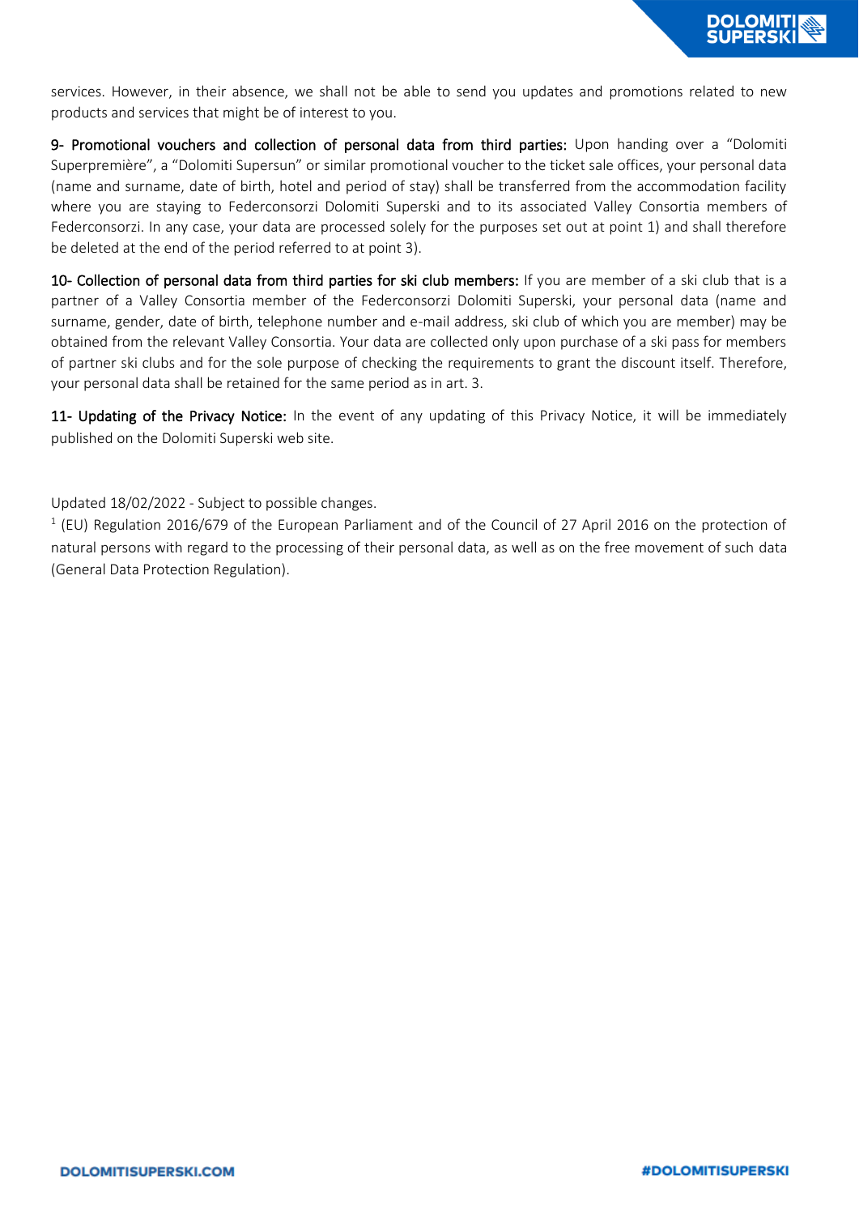services. However, in their absence, we shall not be able to send you updates and promotions related to new products and services that might be of interest to you.

**9- Promotional vouchers and collection of personal data from third parties:** Upon handing over a "Dolomiti Superpremière", a "Dolomiti Supersun" or similar promotional voucher to the ticket sale offices, your personal data (name and surname, date of birth, hotel and period of stay) shall be transferred from the accommodation facility where you are staying to Federconsorzi Dolomiti Superski and to its associated Valley Consortia members of Federconsorzi. In any case, your data are processed solely for the purposes set out at point 1) and shall therefore be deleted at the end of the period referred to at point 3).

**10- Collection of personal data from third parties for ski club members:** If you are member of a ski club that is a partner of a Valley Consortia member of the Federconsorzi Dolomiti Superski, your personal data (name and surname, gender, date of birth, telephone number and e-mail address, ski club of which you are member) may be obtained from the relevant Valley Consortia. Your data are collected only upon purchase of a ski pass for members of partner ski clubs and for the sole purpose of checking the requirements to grant the discount itself. Therefore, your personal data shall be retained for the same period as in art. 3.

**11- Updating of the Privacy Notice:** In the event of any updating of this Privacy Notice, it will be immediately published on the Dolomiti Superski web site.

Updated 18/02/2022 - Subject to possible changes.

[1] (EU) Regulation 2016/679 of the European Parliament and of the Council of 27 April 2016 on the protection of natural persons with regard to the processing of their personal data, as well as on the free movement of such data (General Data Protection Regulation).